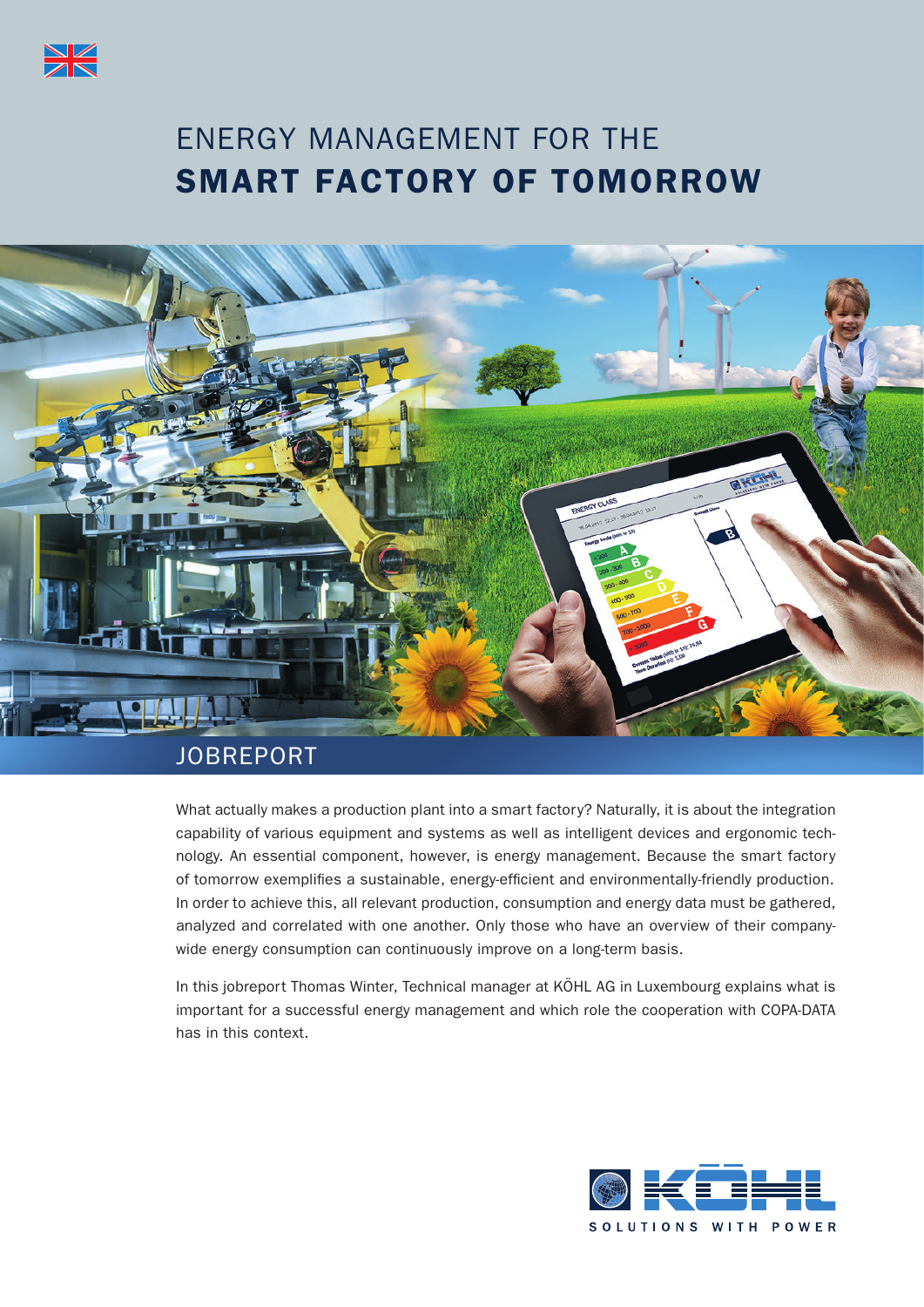# ENERGY MANAGEMENT FOR THE **SMART FACTORY OF TOMORROW**

## JOBREPORT

What actually makes a production plant into a smart factory? Naturally, it is about the integration capability of various equipment and systems as well as intelligent devices and ergonomic technology. An essential component, however, is energy management. Because the smart factory of tomorrow exemplifies a sustainable, energy-efficient and environmentally-friendly production. In order to achieve this, all relevant production, consumption and energy data must be gathered, analyzed and correlated with one another. Only those who have an overview of their company-wide energy consumption can continuously improve on a long-term basis.

In this jobreport Thomas Winter, Technical manager at KÖHL AG in Luxembourg explains what is important for a successful energy management and which role the cooperation with COPA-DATA has in this context.

KÖHL

SOLUTIONS WITH POWER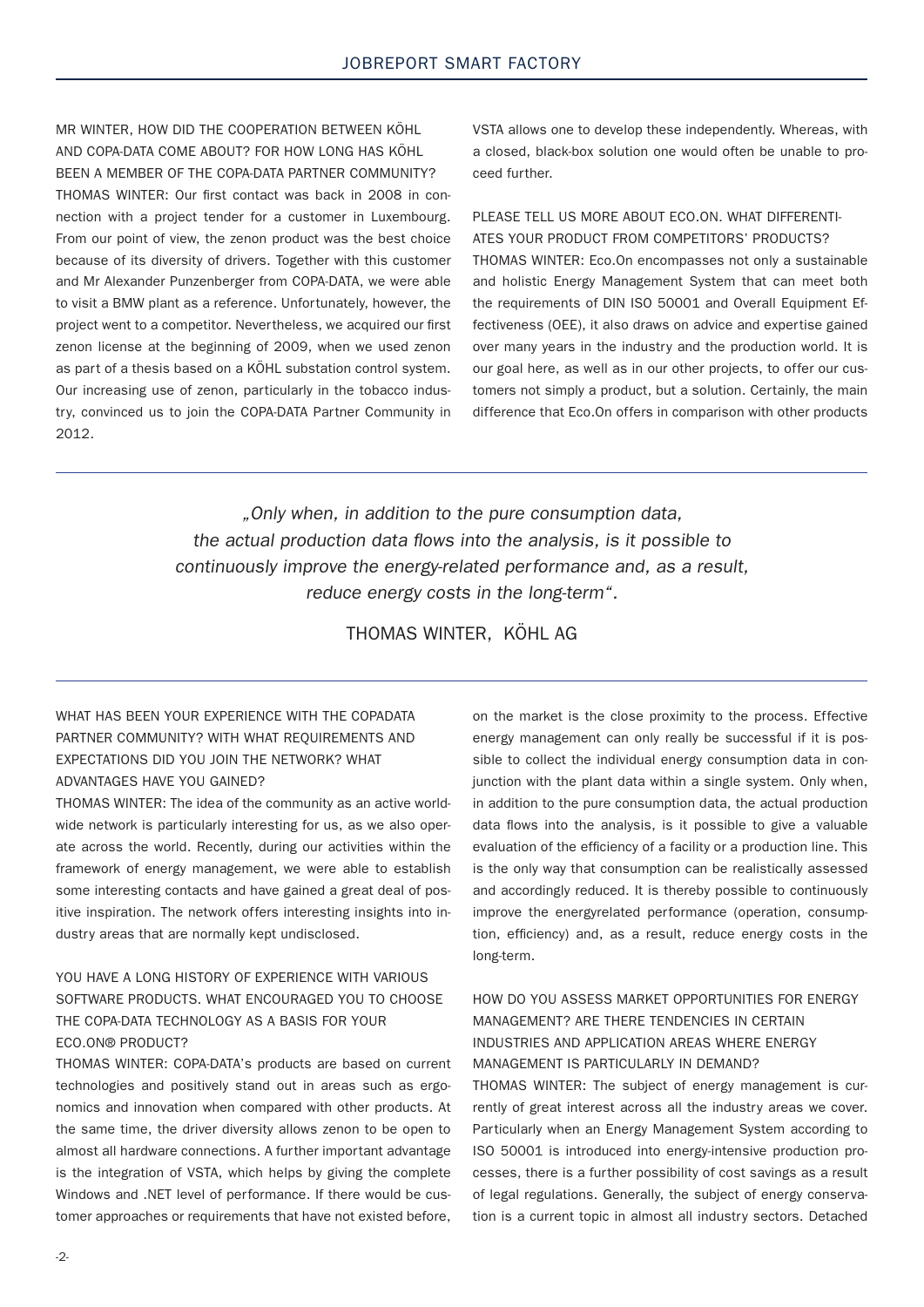MR WINTER, HOW DID THE COOPERATION BETWEEN KÖHL AND COPA-DATA COME ABOUT? FOR HOW LONG HAS KÖHL BEEN A MEMBER OF THE COPA-DATA PARTNER COMMUNITY?

THOMAS WINTER: Our first contact was back in 2008 in connection with a project tender for a customer in Luxembourg. From our point of view, the zenon product was the best choice because of its diversity of drivers. Together with this customer and Mr Alexander Punzenberger from COPA-DATA, we were able to visit a BMW plant as a reference. Unfortunately, however, the project went to a competitor. Nevertheless, we acquired our first zenon license at the beginning of 2009, when we used zenon as part of a thesis based on a KÖHL substation control system. Our increasing use of zenon, particularly in the tobacco industry, convinced us to join the COPA-DATA Partner Community in 2012.

WHAT HAS BEEN YOUR EXPERIENCE WITH THE COPADATA PARTNER COMMUNITY? WITH WHAT REQUIREMENTS AND EXPECTATIONS DID YOU JOIN THE NETWORK? WHAT ADVANTAGES HAVE YOU GAINED?

THOMAS WINTER: The idea of the community as an active worldwide network is particularly interesting for us, as we also operate across the world. Recently, during our activities within the framework of energy management, we were able to establish some interesting contacts and have gained a great deal of positive inspiration. The network offers interesting insights into industry areas that are normally kept undisclosed.

YOU HAVE A LONG HISTORY OF EXPERIENCE WITH VARIOUS SOFTWARE PRODUCTS. WHAT ENCOURAGED YOU TO CHOOSE THE COPA-DATA TECHNOLOGY AS A BASIS FOR YOUR ECO.ON® PRODUCT?

THOMAS WINTER: COPA-DATA's products are based on current technologies and positively stand out in areas such as ergonomics and innovation when compared with other products. At the same time, the driver diversity allows zenon to be open to almost all hardware connections. A further important advantage is the integration of VSTA, which helps by giving the complete Windows and .NET level of performance. If there would be customer approaches or requirements that have not existed before, VSTA allows one to develop these independently. Whereas, with a closed, black-box solution one would often be unable to proceed further.

PLEASE TELL US MORE ABOUT ECO.ON. WHAT DIFFERENTIATES YOUR PRODUCT FROM COMPETITORS' PRODUCTS?

THOMAS WINTER: Eco.On encompasses not only a sustainable and holistic Energy Management System that can meet both the requirements of DIN ISO 50001 and Overall Equipment Effectiveness (OEE), it also draws on advice and expertise gained over many years in the industry and the production world. It is our goal here, as well as in our other projects, to offer our customers not simply a product, but a solution. Certainly, the main difference that Eco.On offers in comparison with other products on the market is the close proximity to the process. Effective energy management can only really be successful if it is possible to collect the individual energy consumption data in conjunction with the plant data within a single system. Only when, in addition to the pure consumption data, the actual production data flows into the analysis, is it possible to give a valuable evaluation of the efficiency of a facility or a production line. This is the only way that consumption can be realistically assessed and accordingly reduced. It is thereby possible to continuously improve the energyrelated performance (operation, consumption, efficiency) and, as a result, reduce energy costs in the long-term.

> *„Only when, in addition to the pure consumption data, the actual production data flows into the analysis, is it possible to continuously improve the energy-related performance and, as a result, reduce energy costs in the long-term".*
>
> THOMAS WINTER, KÖHL AG

HOW DO YOU ASSESS MARKET OPPORTUNITIES FOR ENERGY MANAGEMENT? ARE THERE TENDENCIES IN CERTAIN INDUSTRIES AND APPLICATION AREAS WHERE ENERGY MANAGEMENT IS PARTICULARLY IN DEMAND?

THOMAS WINTER: The subject of energy management is currently of great interest across all the industry areas we cover. Particularly when an Energy Management System according to ISO 50001 is introduced into energy-intensive production processes, there is a further possibility of cost savings as a result of legal regulations. Generally, the subject of energy conservation is a current topic in almost all industry sectors. Detached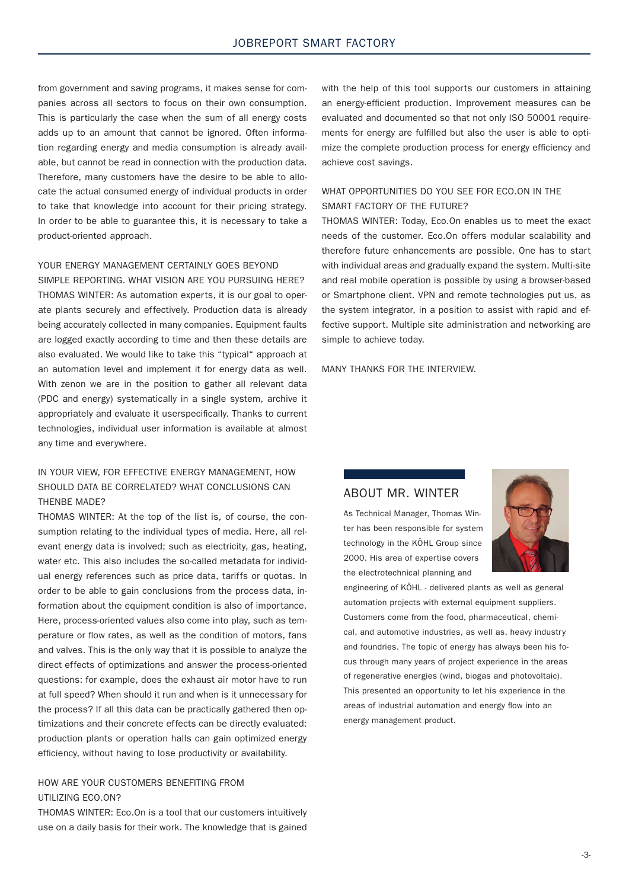from government and saving programs, it makes sense for companies across all sectors to focus on their own consumption. This is particularly the case when the sum of all energy costs adds up to an amount that cannot be ignored. Often information regarding energy and media consumption is already available, but cannot be read in connection with the production data. Therefore, many customers have the desire to be able to allocate the actual consumed energy of individual products in order to take that knowledge into account for their pricing strategy. In order to be able to guarantee this, it is necessary to take a product-oriented approach.

YOUR ENERGY MANAGEMENT CERTAINLY GOES BEYOND SIMPLE REPORTING. WHAT VISION ARE YOU PURSUING HERE?

THOMAS WINTER: As automation experts, it is our goal to operate plants securely and effectively. Production data is already being accurately collected in many companies. Equipment faults are logged exactly according to time and then these details are also evaluated. We would like to take this "typical" approach at an automation level and implement it for energy data as well. With zenon we are in the position to gather all relevant data (PDC and energy) systematically in a single system, archive it appropriately and evaluate it userspecifically. Thanks to current technologies, individual user information is available at almost any time and everywhere.

IN YOUR VIEW, FOR EFFECTIVE ENERGY MANAGEMENT, HOW SHOULD DATA BE CORRELATED? WHAT CONCLUSIONS CAN THENBE MADE?

THOMAS WINTER: At the top of the list is, of course, the consumption relating to the individual types of media. Here, all relevant energy data is involved; such as electricity, gas, heating, water etc. This also includes the so-called metadata for individual energy references such as price data, tariffs or quotas. In order to be able to gain conclusions from the process data, information about the equipment condition is also of importance. Here, process-oriented values also come into play, such as temperature or flow rates, as well as the condition of motors, fans and valves. This is the only way that it is possible to analyze the direct effects of optimizations and answer the process-oriented questions: for example, does the exhaust air motor have to run at full speed? When should it run and when is it unnecessary for the process? If all this data can be practically gathered then optimizations and their concrete effects can be directly evaluated: production plants or operation halls can gain optimized energy efficiency, without having to lose productivity or availability.

HOW ARE YOUR CUSTOMERS BENEFITING FROM UTILIZING ECO.ON?

THOMAS WINTER: Eco.On is a tool that our customers intuitively use on a daily basis for their work. The knowledge that is gained with the help of this tool supports our customers in attaining an energy-efficient production. Improvement measures can be evaluated and documented so that not only ISO 50001 requirements for energy are fulfilled but also the user is able to optimize the complete production process for energy efficiency and achieve cost savings.

WHAT OPPORTUNITIES DO YOU SEE FOR ECO.ON IN THE SMART FACTORY OF THE FUTURE?

THOMAS WINTER: Today, Eco.On enables us to meet the exact needs of the customer. Eco.On offers modular scalability and therefore future enhancements are possible. One has to start with individual areas and gradually expand the system. Multi-site and real mobile operation is possible by using a browser-based or Smartphone client. VPN and remote technologies put us, as the system integrator, in a position to assist with rapid and effective support. Multiple site administration and networking are simple to achieve today.

MANY THANKS FOR THE INTERVIEW.

## ABOUT MR. WINTER

As Technical Manager, Thomas Winter has been responsible for system technology in the KÖHL Group since 2000. His area of expertise covers the electrotechnical planning and engineering of KÖHL - delivered plants as well as general automation projects with external equipment suppliers. Customers come from the food, pharmaceutical, chemical, and automotive industries, as well as, heavy industry and foundries. The topic of energy has always been his focus through many years of project experience in the areas of regenerative energies (wind, biogas and photovoltaic). This presented an opportunity to let his experience in the areas of industrial automation and energy flow into an energy management product.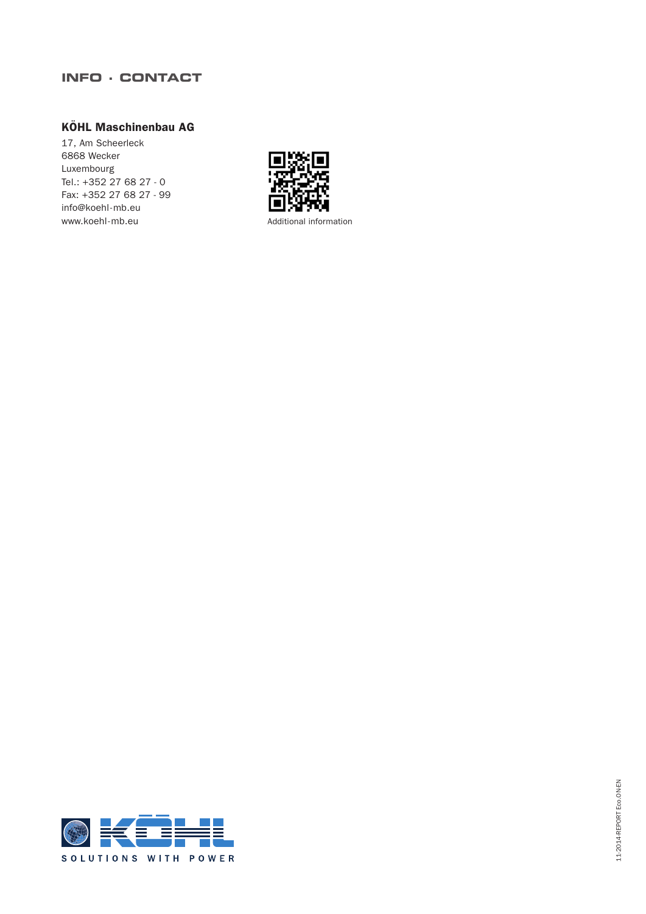## INFO · CONTACT

**KÖHL Maschinenbau AG**

17, Am Scheerleck
6868 Wecker
Luxembourg
Tel.: +352 27 68 27 - 0
Fax: +352 27 68 27 - 99
info@koehl-mb.eu
www.koehl-mb.eu

Additional information

SOLUTIONS WITH POWER

11-2014-REPORT Eco.ON-EN